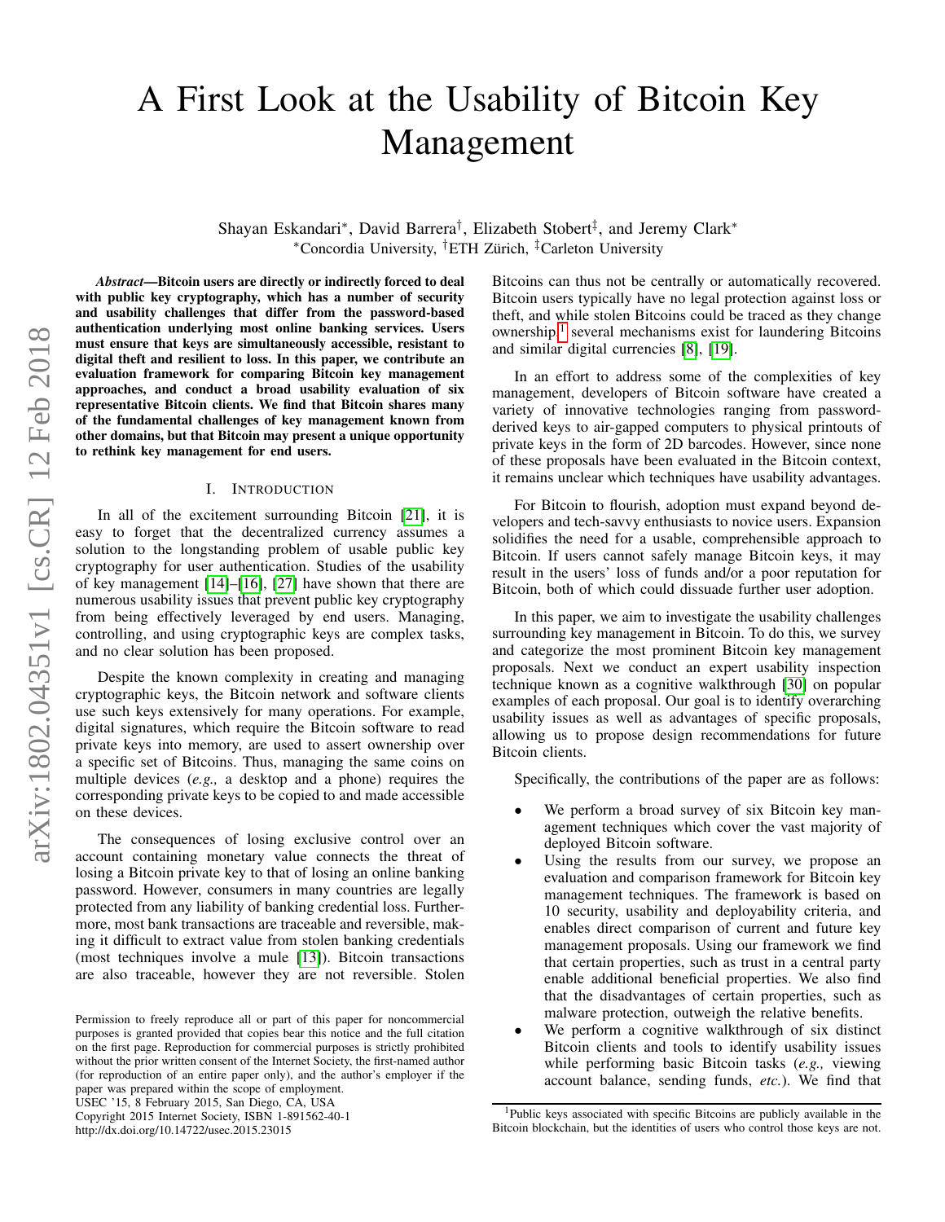# A First Look at the Usability of Bitcoin Key Management

Shayan Eskandari*, David Barrera†, Elizabeth Stobert‡, and Jeremy Clark*

*Concordia University, †ETH Zürich, ‡Carleton University

***Abstract*—Bitcoin users are directly or indirectly forced to deal with public key cryptography, which has a number of security and usability challenges that differ from the password-based authentication underlying most online banking services. Users must ensure that keys are simultaneously accessible, resistant to digital theft and resilient to loss. In this paper, we contribute an evaluation framework for comparing Bitcoin key management approaches, and conduct a broad usability evaluation of six representative Bitcoin clients. We find that Bitcoin shares many of the fundamental challenges of key management known from other domains, but that Bitcoin may present a unique opportunity to rethink key management for end users.**

## I. Introduction

In all of the excitement surrounding Bitcoin [21], it is easy to forget that the decentralized currency assumes a solution to the longstanding problem of usable public key cryptography for user authentication. Studies of the usability of key management [14]–[16], [27] have shown that there are numerous usability issues that prevent public key cryptography from being effectively leveraged by end users. Managing, controlling, and using cryptographic keys are complex tasks, and no clear solution has been proposed.

Despite the known complexity in creating and managing cryptographic keys, the Bitcoin network and software clients use such keys extensively for many operations. For example, digital signatures, which require the Bitcoin software to read private keys into memory, are used to assert ownership over a specific set of Bitcoins. Thus, managing the same coins on multiple devices (*e.g.,* a desktop and a phone) requires the corresponding private keys to be copied to and made accessible on these devices.

The consequences of losing exclusive control over an account containing monetary value connects the threat of losing a Bitcoin private key to that of losing an online banking password. However, consumers in many countries are legally protected from any liability of banking credential loss. Furthermore, most bank transactions are traceable and reversible, making it difficult to extract value from stolen banking credentials (most techniques involve a mule [13]). Bitcoin transactions are also traceable, however they are not reversible. Stolen Bitcoins can thus not be centrally or automatically recovered. Bitcoin users typically have no legal protection against loss or theft, and while stolen Bitcoins could be traced as they change ownership,[1] several mechanisms exist for laundering Bitcoins and similar digital currencies [8], [19].

In an effort to address some of the complexities of key management, developers of Bitcoin software have created a variety of innovative technologies ranging from password-derived keys to air-gapped computers to physical printouts of private keys in the form of 2D barcodes. However, since none of these proposals have been evaluated in the Bitcoin context, it remains unclear which techniques have usability advantages.

For Bitcoin to flourish, adoption must expand beyond developers and tech-savvy enthusiasts to novice users. Expansion solidifies the need for a usable, comprehensible approach to Bitcoin. If users cannot safely manage Bitcoin keys, it may result in the users' loss of funds and/or a poor reputation for Bitcoin, both of which could dissuade further user adoption.

In this paper, we aim to investigate the usability challenges surrounding key management in Bitcoin. To do this, we survey and categorize the most prominent Bitcoin key management proposals. Next we conduct an expert usability inspection technique known as a cognitive walkthrough [30] on popular examples of each proposal. Our goal is to identify overarching usability issues as well as advantages of specific proposals, allowing us to propose design recommendations for future Bitcoin clients.

Specifically, the contributions of the paper are as follows:

- We perform a broad survey of six Bitcoin key management techniques which cover the vast majority of deployed Bitcoin software.
- Using the results from our survey, we propose an evaluation and comparison framework for Bitcoin key management techniques. The framework is based on 10 security, usability and deployability criteria, and enables direct comparison of current and future key management proposals. Using our framework we find that certain properties, such as trust in a central party enable additional beneficial properties. We also find that the disadvantages of certain properties, such as malware protection, outweigh the relative benefits.
- We perform a cognitive walkthrough of six distinct Bitcoin clients and tools to identify usability issues while performing basic Bitcoin tasks (*e.g.,* viewing account balance, sending funds, *etc.*). We find that

[1] Public keys associated with specific Bitcoins are publicly available in the Bitcoin blockchain, but the identities of users who control those keys are not.

Permission to freely reproduce all or part of this paper for noncommercial purposes is granted provided that copies bear this notice and the full citation on the first page. Reproduction for commercial purposes is strictly prohibited without the prior written consent of the Internet Society, the first-named author (for reproduction of an entire paper only), and the author's employer if the paper was prepared within the scope of employment.
USEC '15, 8 February 2015, San Diego, CA, USA
Copyright 2015 Internet Society, ISBN 1-891562-40-1
http://dx.doi.org/10.14722/usec.2015.23015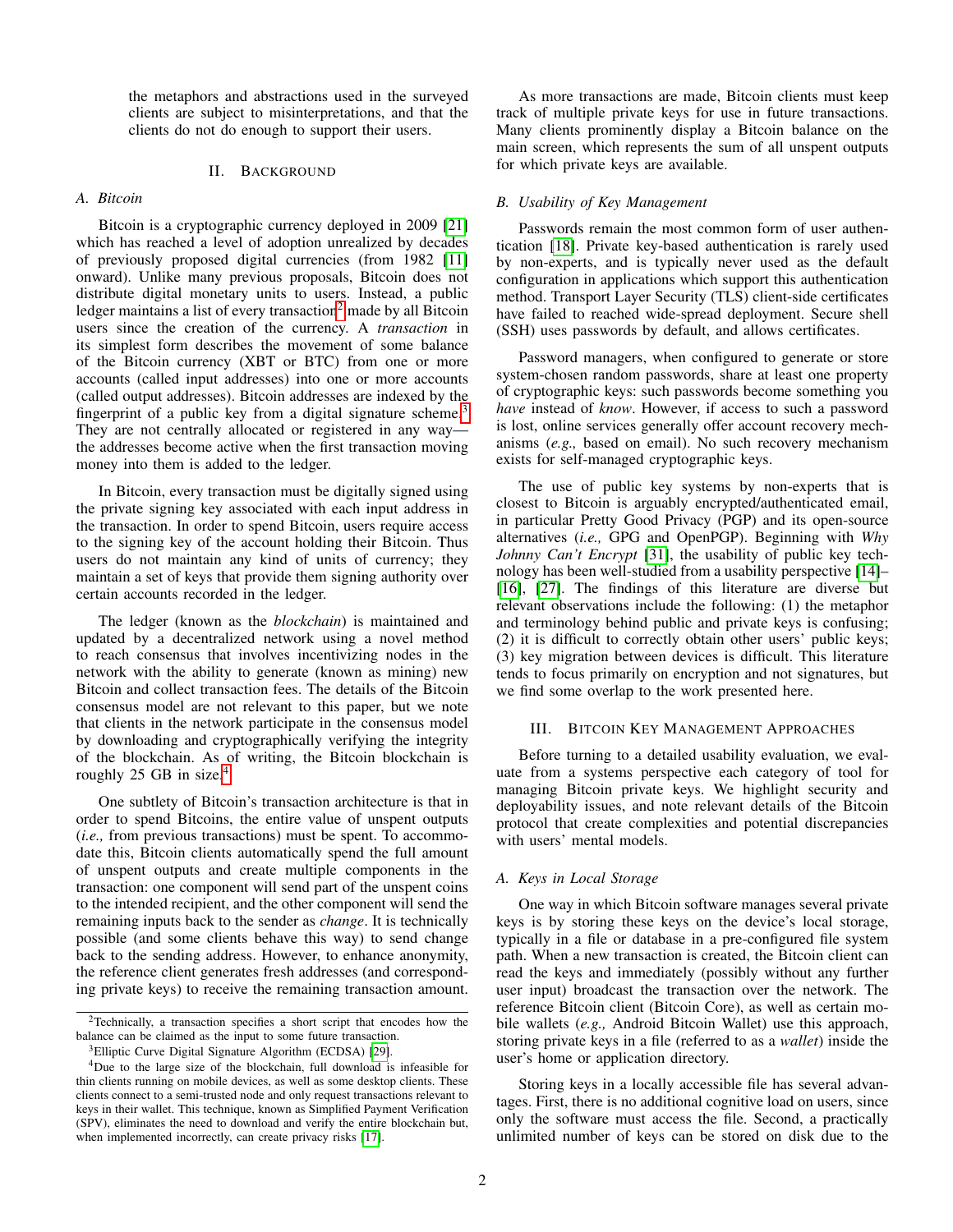the metaphors and abstractions used in the surveyed clients are subject to misinterpretations, and that the clients do not do enough to support their users.

## II. Background

### A. Bitcoin

Bitcoin is a cryptographic currency deployed in 2009 [21] which has reached a level of adoption unrealized by decades of previously proposed digital currencies (from 1982 [11] onward). Unlike many previous proposals, Bitcoin does not distribute digital monetary units to users. Instead, a public ledger maintains a list of every transaction[2] made by all Bitcoin users since the creation of the currency. A *transaction* in its simplest form describes the movement of some balance of the Bitcoin currency (XBT or BTC) from one or more accounts (called input addresses) into one or more accounts (called output addresses). Bitcoin addresses are indexed by the fingerprint of a public key from a digital signature scheme.[3] They are not centrally allocated or registered in any way—the addresses become active when the first transaction moving money into them is added to the ledger.

In Bitcoin, every transaction must be digitally signed using the private signing key associated with each input address in the transaction. In order to spend Bitcoin, users require access to the signing key of the account holding their Bitcoin. Thus users do not maintain any kind of units of currency; they maintain a set of keys that provide them signing authority over certain accounts recorded in the ledger.

The ledger (known as the *blockchain*) is maintained and updated by a decentralized network using a novel method to reach consensus that involves incentivizing nodes in the network with the ability to generate (known as mining) new Bitcoin and collect transaction fees. The details of the Bitcoin consensus model are not relevant to this paper, but we note that clients in the network participate in the consensus model by downloading and cryptographically verifying the integrity of the blockchain. As of writing, the Bitcoin blockchain is roughly 25 GB in size.[4]

One subtlety of Bitcoin's transaction architecture is that in order to spend Bitcoins, the entire value of unspent outputs (*i.e.,* from previous transactions) must be spent. To accommodate this, Bitcoin clients automatically spend the full amount of unspent outputs and create multiple components in the transaction: one component will send part of the unspent coins to the intended recipient, and the other component will send the remaining inputs back to the sender as *change*. It is technically possible (and some clients behave this way) to send change back to the sending address. However, to enhance anonymity, the reference client generates fresh addresses (and corresponding private keys) to receive the remaining transaction amount.

As more transactions are made, Bitcoin clients must keep track of multiple private keys for use in future transactions. Many clients prominently display a Bitcoin balance on the main screen, which represents the sum of all unspent outputs for which private keys are available.

### B. Usability of Key Management

Passwords remain the most common form of user authentication [18]. Private key-based authentication is rarely used by non-experts, and is typically never used as the default configuration in applications which support this authentication method. Transport Layer Security (TLS) client-side certificates have failed to reached wide-spread deployment. Secure shell (SSH) uses passwords by default, and allows certificates.

Password managers, when configured to generate or store system-chosen random passwords, share at least one property of cryptographic keys: such passwords become something you *have* instead of *know*. However, if access to such a password is lost, online services generally offer account recovery mechanisms (*e.g.,* based on email). No such recovery mechanism exists for self-managed cryptographic keys.

The use of public key systems by non-experts that is closest to Bitcoin is arguably encrypted/authenticated email, in particular Pretty Good Privacy (PGP) and its open-source alternatives (*i.e.,* GPG and OpenPGP). Beginning with *Why Johnny Can't Encrypt* [31], the usability of public key technology has been well-studied from a usability perspective [14]–[16], [27]. The findings of this literature are diverse but relevant observations include the following: (1) the metaphor and terminology behind public and private keys is confusing; (2) it is difficult to correctly obtain other users' public keys; (3) key migration between devices is difficult. This literature tends to focus primarily on encryption and not signatures, but we find some overlap to the work presented here.

## III. Bitcoin Key Management Approaches

Before turning to a detailed usability evaluation, we evaluate from a systems perspective each category of tool for managing Bitcoin private keys. We highlight security and deployability issues, and note relevant details of the Bitcoin protocol that create complexities and potential discrepancies with users' mental models.

### A. Keys in Local Storage

One way in which Bitcoin software manages several private keys is by storing these keys on the device's local storage, typically in a file or database in a pre-configured file system path. When a new transaction is created, the Bitcoin client can read the keys and immediately (possibly without any further user input) broadcast the transaction over the network. The reference Bitcoin client (Bitcoin Core), as well as certain mobile wallets (*e.g.,* Android Bitcoin Wallet) use this approach, storing private keys in a file (referred to as a *wallet*) inside the user's home or application directory.

Storing keys in a locally accessible file has several advantages. First, there is no additional cognitive load on users, since only the software must access the file. Second, a practically unlimited number of keys can be stored on disk due to the

[2] Technically, a transaction specifies a short script that encodes how the balance can be claimed as the input to some future transaction.

[3] Elliptic Curve Digital Signature Algorithm (ECDSA) [29].

[4] Due to the large size of the blockchain, full download is infeasible for thin clients running on mobile devices, as well as some desktop clients. These clients connect to a semi-trusted node and only request transactions relevant to keys in their wallet. This technique, known as Simplified Payment Verification (SPV), eliminates the need to download and verify the entire blockchain but, when implemented incorrectly, can create privacy risks [17].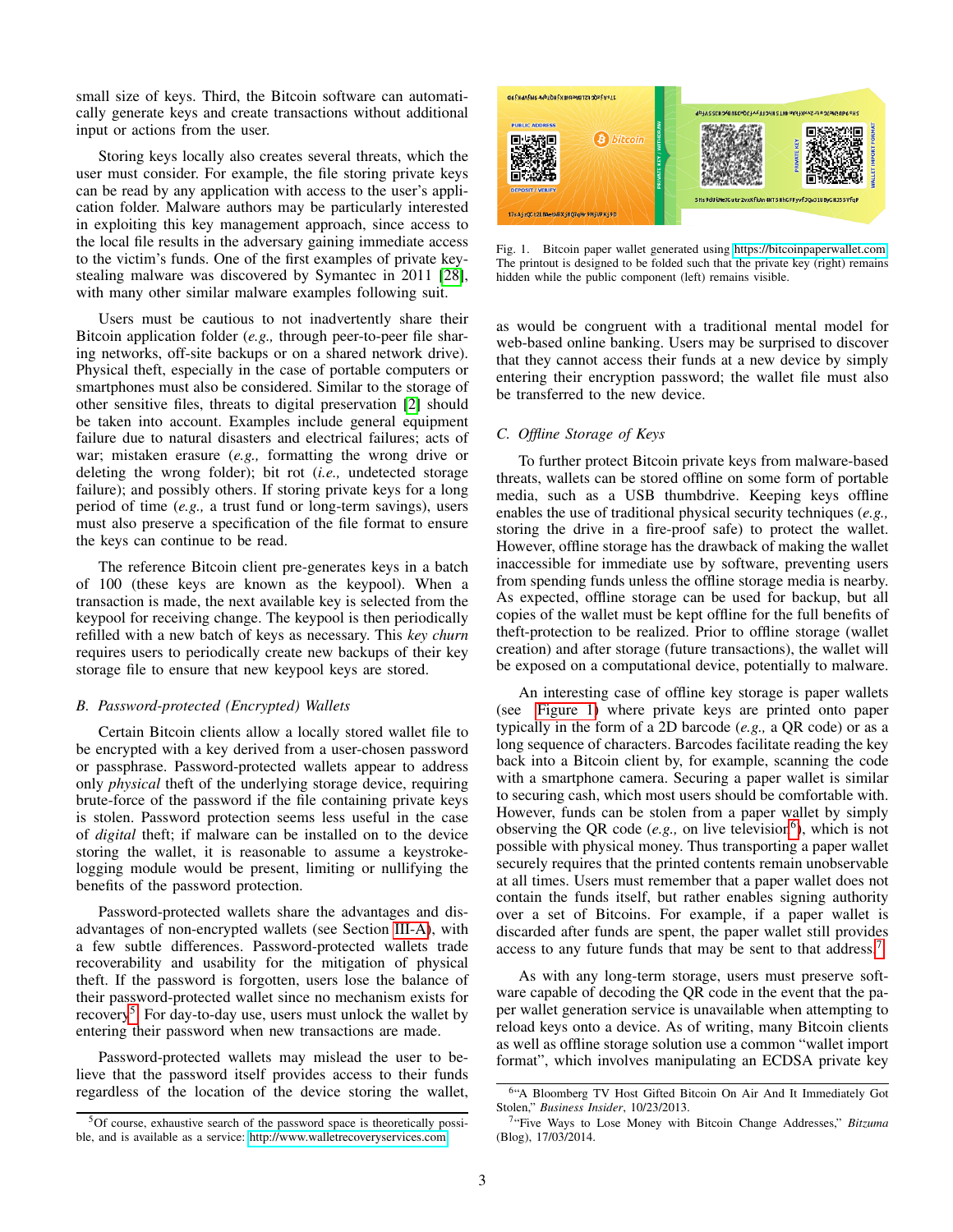small size of keys. Third, the Bitcoin software can automatically generate keys and create transactions without additional input or actions from the user.

Storing keys locally also creates several threats, which the user must consider. For example, the file storing private keys can be read by any application with access to the user's application folder. Malware authors may be particularly interested in exploiting this key management approach, since access to the local file results in the adversary gaining immediate access to the victim's funds. One of the first examples of private key-stealing malware was discovered by Symantec in 2011 [28], with many other similar malware examples following suit.

Users must be cautious to not inadvertently share their Bitcoin application folder (*e.g.,* through peer-to-peer file sharing networks, off-site backups or on a shared network drive). Physical theft, especially in the case of portable computers or smartphones must also be considered. Similar to the storage of other sensitive files, threats to digital preservation [2] should be taken into account. Examples include general equipment failure due to natural disasters and electrical failures; acts of war; mistaken erasure (*e.g.,* formatting the wrong drive or deleting the wrong folder); bit rot (*i.e.,* undetected storage failure); and possibly others. If storing private keys for a long period of time (*e.g.,* a trust fund or long-term savings), users must also preserve a specification of the file format to ensure the keys can continue to be read.

The reference Bitcoin client pre-generates keys in a batch of 100 (these keys are known as the keypool). When a transaction is made, the next available key is selected from the keypool for receiving change. The keypool is then periodically refilled with a new batch of keys as necessary. This *key churn* requires users to periodically create new backups of their key storage file to ensure that new keypool keys are stored.

### B. Password-protected (Encrypted) Wallets

Certain Bitcoin clients allow a locally stored wallet file to be encrypted with a key derived from a user-chosen password or passphrase. Password-protected wallets appear to address only *physical* theft of the underlying storage device, requiring brute-force of the password if the file containing private keys is stolen. Password protection seems less useful in the case of *digital* theft; if malware can be installed on to the device storing the wallet, it is reasonable to assume a keystroke-logging module would be present, limiting or nullifying the benefits of the password protection.

Password-protected wallets share the advantages and disadvantages of non-encrypted wallets (see Section III-A), with a few subtle differences. Password-protected wallets trade recoverability and usability for the mitigation of physical theft. If the password is forgotten, users lose the balance of their password-protected wallet since no mechanism exists for recovery[5]. For day-to-day use, users must unlock the wallet by entering their password when new transactions are made.

Password-protected wallets may mislead the user to believe that the password itself provides access to their funds regardless of the location of the device storing the wallet, as would be congruent with a traditional mental model for web-based online banking. Users may be surprised to discover that they cannot access their funds at a new device by simply entering their encryption password; the wallet file must also be transferred to the new device.

[5] Of course, exhaustive search of the password space is theoretically possible, and is available as a service: http://www.walletrecoveryservices.com

Fig. 1. Bitcoin paper wallet generated using https://bitcoinpaperwallet.com. The printout is designed to be folded such that the private key (right) remains hidden while the public component (left) remains visible.

### C. Offline Storage of Keys

To further protect Bitcoin private keys from malware-based threats, wallets can be stored offline on some form of portable media, such as a USB thumbdrive. Keeping keys offline enables the use of traditional physical security techniques (*e.g.,* storing the drive in a fire-proof safe) to protect the wallet. However, offline storage has the drawback of making the wallet inaccessible for immediate use by software, preventing users from spending funds unless the offline storage media is nearby. As expected, offline storage can be used for backup, but all copies of the wallet must be kept offline for the full benefits of theft-protection to be realized. Prior to offline storage (wallet creation) and after storage (future transactions), the wallet will be exposed on a computational device, potentially to malware.

An interesting case of offline key storage is paper wallets (see Figure 1) where private keys are printed onto paper typically in the form of a 2D barcode (*e.g.,* a QR code) or as a long sequence of characters. Barcodes facilitate reading the key back into a Bitcoin client by, for example, scanning the code with a smartphone camera. Securing a paper wallet is similar to securing cash, which most users should be comfortable with. However, funds can be stolen from a paper wallet by simply observing the QR code (*e.g.,* on live television[6]), which is not possible with physical money. Thus transporting a paper wallet securely requires that the printed contents remain unobservable at all times. Users must remember that a paper wallet does not contain the funds itself, but rather enables signing authority over a set of Bitcoins. For example, if a paper wallet is discarded after funds are spent, the paper wallet still provides access to any future funds that may be sent to that address[7].

As with any long-term storage, users must preserve software capable of decoding the QR code in the event that the paper wallet generation service is unavailable when attempting to reload keys onto a device. As of writing, many Bitcoin clients as well as offline storage solution use a common "wallet import format", which involves manipulating an ECDSA private key

[6] "A Bloomberg TV Host Gifted Bitcoin On Air And It Immediately Got Stolen," *Business Insider*, 10/23/2013.

[7] "Five Ways to Lose Money with Bitcoin Change Addresses," *Bitzuma* (Blog), 17/03/2014.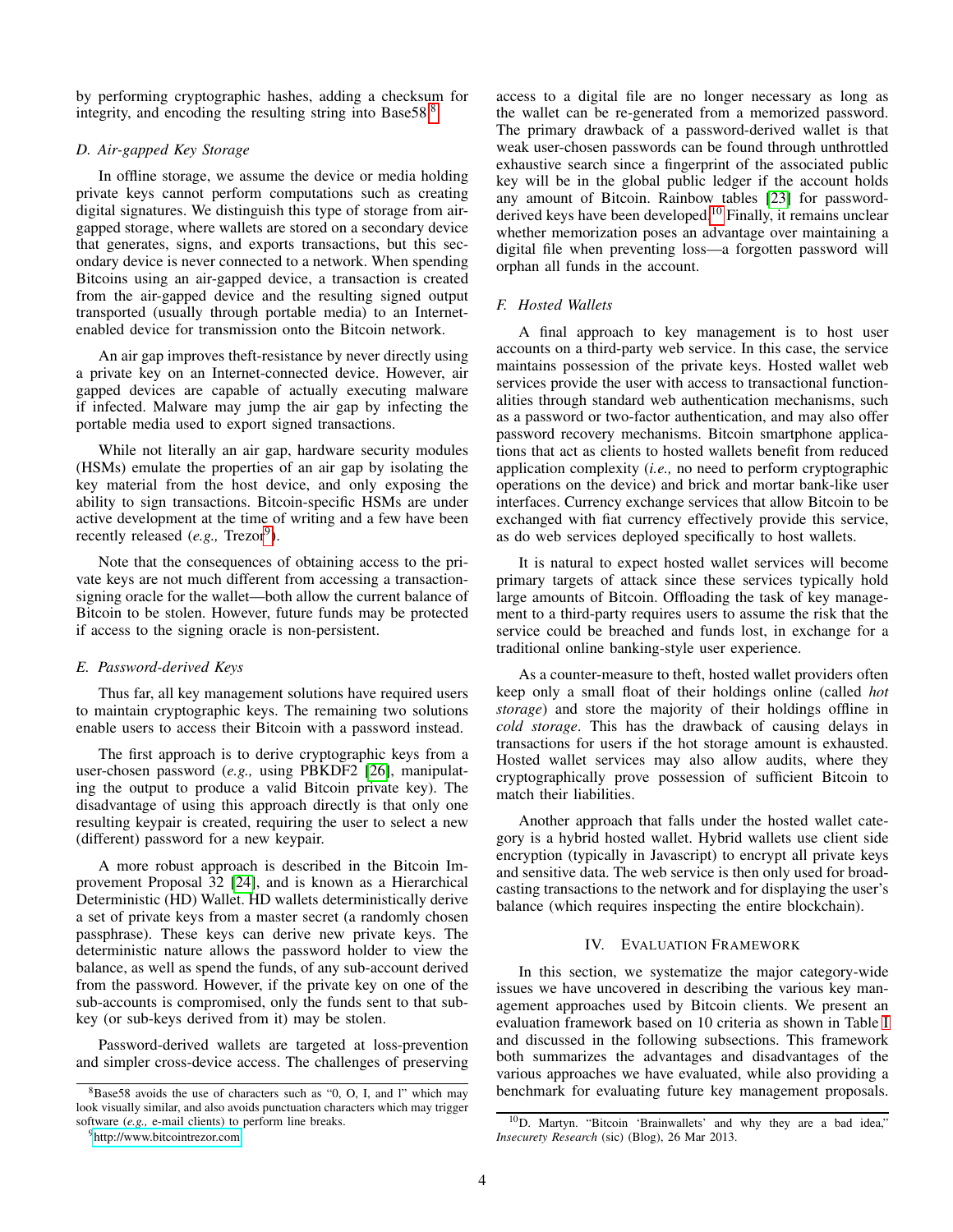by performing cryptographic hashes, adding a checksum for integrity, and encoding the resulting string into Base58.[8]

### D. Air-gapped Key Storage

In offline storage, we assume the device or media holding private keys cannot perform computations such as creating digital signatures. We distinguish this type of storage from air-gapped storage, where wallets are stored on a secondary device that generates, signs, and exports transactions, but this secondary device is never connected to a network. When spending Bitcoins using an air-gapped device, a transaction is created from the air-gapped device and the resulting signed output transported (usually through portable media) to an Internet-enabled device for transmission onto the Bitcoin network.

An air gap improves theft-resistance by never directly using a private key on an Internet-connected device. However, air gapped devices are capable of actually executing malware if infected. Malware may jump the air gap by infecting the portable media used to export signed transactions.

While not literally an air gap, hardware security modules (HSMs) emulate the properties of an air gap by isolating the key material from the host device, and only exposing the ability to sign transactions. Bitcoin-specific HSMs are under active development at the time of writing and a few have been recently released (*e.g.,* Trezor[9]).

Note that the consequences of obtaining access to the private keys are not much different from accessing a transaction-signing oracle for the wallet—both allow the current balance of Bitcoin to be stolen. However, future funds may be protected if access to the signing oracle is non-persistent.

### E. Password-derived Keys

Thus far, all key management solutions have required users to maintain cryptographic keys. The remaining two solutions enable users to access their Bitcoin with a password instead.

The first approach is to derive cryptographic keys from a user-chosen password (*e.g.,* using PBKDF2 [26], manipulating the output to produce a valid Bitcoin private key). The disadvantage of using this approach directly is that only one resulting keypair is created, requiring the user to select a new (different) password for a new keypair.

A more robust approach is described in the Bitcoin Improvement Proposal 32 [24], and is known as a Hierarchical Deterministic (HD) Wallet. HD wallets deterministically derive a set of private keys from a master secret (a randomly chosen passphrase). These keys can derive new private keys. The deterministic nature allows the password holder to view the balance, as well as spend the funds, of any sub-account derived from the password. However, if the private key on one of the sub-accounts is compromised, only the funds sent to that sub-key (or sub-keys derived from it) may be stolen.

Password-derived wallets are targeted at loss-prevention and simpler cross-device access. The challenges of preserving access to a digital file are no longer necessary as long as the wallet can be re-generated from a memorized password. The primary drawback of a password-derived wallet is that weak user-chosen passwords can be found through unthrottled exhaustive search since a fingerprint of the associated public key will be in the global public ledger if the account holds any amount of Bitcoin. Rainbow tables [23] for password-derived keys have been developed.[10] Finally, it remains unclear whether memorization poses an advantage over maintaining a digital file when preventing loss—a forgotten password will orphan all funds in the account.

### F. Hosted Wallets

A final approach to key management is to host user accounts on a third-party web service. In this case, the service maintains possession of the private keys. Hosted wallet web services provide the user with access to transactional functionalities through standard web authentication mechanisms, such as a password or two-factor authentication, and may also offer password recovery mechanisms. Bitcoin smartphone applications that act as clients to hosted wallets benefit from reduced application complexity (*i.e.,* no need to perform cryptographic operations on the device) and brick and mortar bank-like user interfaces. Currency exchange services that allow Bitcoin to be exchanged with fiat currency effectively provide this service, as do web services deployed specifically to host wallets.

It is natural to expect hosted wallet services will become primary targets of attack since these services typically hold large amounts of Bitcoin. Offloading the task of key management to a third-party requires users to assume the risk that the service could be breached and funds lost, in exchange for a traditional online banking-style user experience.

As a counter-measure to theft, hosted wallet providers often keep only a small float of their holdings online (called *hot storage*) and store the majority of their holdings offline in *cold storage*. This has the drawback of causing delays in transactions for users if the hot storage amount is exhausted. Hosted wallet services may also allow audits, where they cryptographically prove possession of sufficient Bitcoin to match their liabilities.

Another approach that falls under the hosted wallet category is a hybrid hosted wallet. Hybrid wallets use client side encryption (typically in Javascript) to encrypt all private keys and sensitive data. The web service is then only used for broadcasting transactions to the network and for displaying the user's balance (which requires inspecting the entire blockchain).

## IV. Evaluation Framework

In this section, we systematize the major category-wide issues we have uncovered in describing the various key management approaches used by Bitcoin clients. We present an evaluation framework based on 10 criteria as shown in Table I and discussed in the following subsections. This framework both summarizes the advantages and disadvantages of the various approaches we have evaluated, while also providing a benchmark for evaluating future key management proposals.

---

[8] Base58 avoids the use of characters such as "0, O, I, and l" which may look visually similar, and also avoids punctuation characters which may trigger software (*e.g.,* e-mail clients) to perform line breaks.

[9] http://www.bitcointrezor.com

[10] D. Martyn. "Bitcoin 'Brainwallets' and why they are a bad idea," *Insecurety Research* (sic) (Blog), 26 Mar 2013.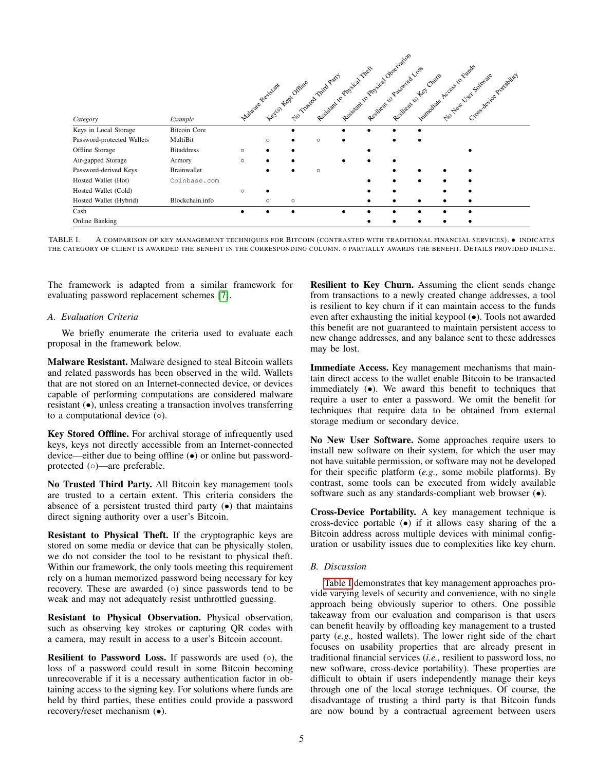| Category | Example | Malware Resistant | Key(s) Kept Offline | No Trusted Third Party | Resistant to Physical Theft | Resistant to Physical Observation | Resilient to Password Loss | Resilient to Key Churn | Immediate Access to Funds | No New User Software | Cross-device Portability |
|---|---|---|---|---|---|---|---|---|---|---|---|
| Keys in Local Storage | Bitcoin Core | | | ● | | ● | ● | ● | ● | | |
| Password-protected Wallets | MultiBit | | ○ | ● | ○ | ● | | ● | ● | | |
| Offline Storage | Bitaddress | ○ | ● | ● | | | ● | | | | ● |
| Air-gapped Storage | Armory | ○ | ● | ● | | ● | ● | ● | | | |
| Password-derived Keys | Brainwallet | | ● | ● | ○ | | | ● | ● | ● | ● |
| Hosted Wallet (Hot) | Coinbase.com | | | | | | ● | ● | ● | ● | ● |
| Hosted Wallet (Cold) | | ○ | ● | | | | ● | ● | | ● | ● |
| Hosted Wallet (Hybrid) | Blockchain.info | | ○ | ○ | | | ● | ● | ● | ● | ● |
| Cash | | ● | ● | ● | | ● | ● | ● | ● | ● | ● |
| Online Banking | | | | | | | ● | ● | ● | ● | ● |

TABLE I. A comparison of key management techniques for Bitcoin (contrasted with traditional financial services). ● indicates the category of client is awarded the benefit in the corresponding column. ○ partially awards the benefit. Details provided inline.

The framework is adapted from a similar framework for evaluating password replacement schemes [7].

### A. Evaluation Criteria

We briefly enumerate the criteria used to evaluate each proposal in the framework below.

**Malware Resistant.** Malware designed to steal Bitcoin wallets and related passwords has been observed in the wild. Wallets that are not stored on an Internet-connected device, or devices capable of performing computations are considered malware resistant (●), unless creating a transaction involves transferring to a computational device (○).

**Key Stored Offline.** For archival storage of infrequently used keys, keys not directly accessible from an Internet-connected device—either due to being offline (●) or online but password-protected (○)—are preferable.

**No Trusted Third Party.** All Bitcoin key management tools are trusted to a certain extent. This criteria considers the absence of a persistent trusted third party (●) that maintains direct signing authority over a user's Bitcoin.

**Resistant to Physical Theft.** If the cryptographic keys are stored on some media or device that can be physically stolen, we do not consider the tool to be resistant to physical theft. Within our framework, the only tools meeting this requirement rely on a human memorized password being necessary for key recovery. These are awarded (○) since passwords tend to be weak and may not adequately resist unthrottled guessing.

**Resistant to Physical Observation.** Physical observation, such as observing key strokes or capturing QR codes with a camera, may result in access to a user's Bitcoin account.

**Resilient to Password Loss.** If passwords are used (○), the loss of a password could result in some Bitcoin becoming unrecoverable if it is a necessary authentication factor in obtaining access to the signing key. For solutions where funds are held by third parties, these entities could provide a password recovery/reset mechanism (●).

**Resilient to Key Churn.** Assuming the client sends change from transactions to a newly created change addresses, a tool is resilient to key churn if it can maintain access to the funds even after exhausting the initial keypool (●). Tools not awarded this benefit are not guaranteed to maintain persistent access to new change addresses, and any balance sent to these addresses may be lost.

**Immediate Access.** Key management mechanisms that maintain direct access to the wallet enable Bitcoin to be transacted immediately (●). We award this benefit to techniques that require a user to enter a password. We omit the benefit for techniques that require data to be obtained from external storage medium or secondary device.

**No New User Software.** Some approaches require users to install new software on their system, for which the user may not have suitable permission, or software may not be developed for their specific platform (*e.g.,* some mobile platforms). By contrast, some tools can be executed from widely available software such as any standards-compliant web browser (●).

**Cross-Device Portability.** A key management technique is cross-device portable (●) if it allows easy sharing of the a Bitcoin address across multiple devices with minimal configuration or usability issues due to complexities like key churn.

### B. Discussion

Table I demonstrates that key management approaches provide varying levels of security and convenience, with no single approach being obviously superior to others. One possible takeaway from our evaluation and comparison is that users can benefit heavily by offloading key management to a trusted party (*e.g.,* hosted wallets). The lower right side of the chart focuses on usability properties that are already present in traditional financial services (*i.e.,* resilient to password loss, no new software, cross-device portability). These properties are difficult to obtain if users independently manage their keys through one of the local storage techniques. Of course, the disadvantage of trusting a third party is that Bitcoin funds are now bound by a contractual agreement between users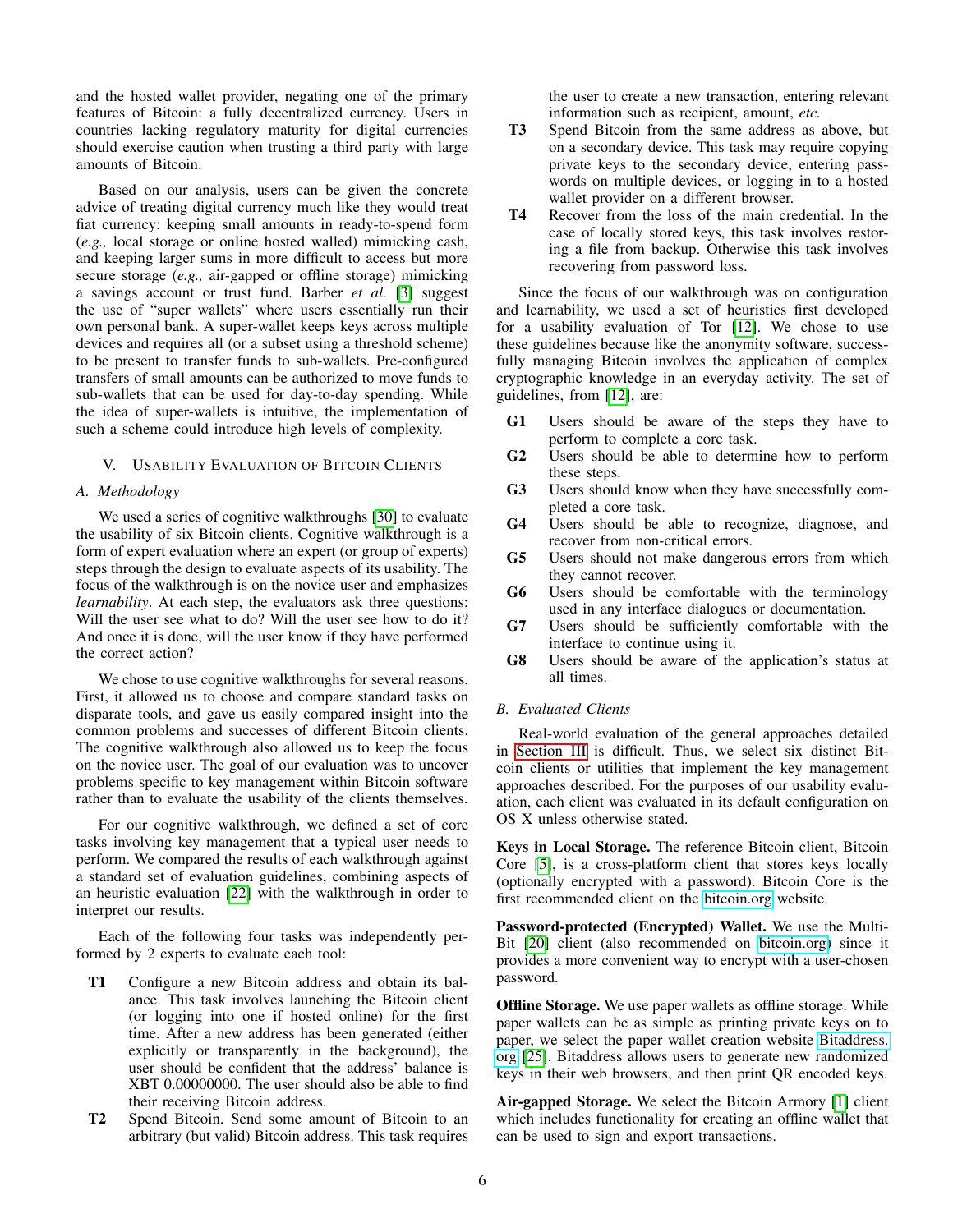and the hosted wallet provider, negating one of the primary features of Bitcoin: a fully decentralized currency. Users in countries lacking regulatory maturity for digital currencies should exercise caution when trusting a third party with large amounts of Bitcoin.

Based on our analysis, users can be given the concrete advice of treating digital currency much like they would treat fiat currency: keeping small amounts in ready-to-spend form (*e.g.,* local storage or online hosted walled) mimicking cash, and keeping larger sums in more difficult to access but more secure storage (*e.g.,* air-gapped or offline storage) mimicking a savings account or trust fund. Barber *et al.* [3] suggest the use of "super wallets" where users essentially run their own personal bank. A super-wallet keeps keys across multiple devices and requires all (or a subset using a threshold scheme) to be present to transfer funds to sub-wallets. Pre-configured transfers of small amounts can be authorized to move funds to sub-wallets that can be used for day-to-day spending. While the idea of super-wallets is intuitive, the implementation of such a scheme could introduce high levels of complexity.

## V. Usability Evaluation of Bitcoin Clients

### A. Methodology

We used a series of cognitive walkthroughs [30] to evaluate the usability of six Bitcoin clients. Cognitive walkthrough is a form of expert evaluation where an expert (or group of experts) steps through the design to evaluate aspects of its usability. The focus of the walkthrough is on the novice user and emphasizes *learnability*. At each step, the evaluators ask three questions: Will the user see what to do? Will the user see how to do it? And once it is done, will the user know if they have performed the correct action?

We chose to use cognitive walkthroughs for several reasons. First, it allowed us to choose and compare standard tasks on disparate tools, and gave us easily compared insight into the common problems and successes of different Bitcoin clients. The cognitive walkthrough also allowed us to keep the focus on the novice user. The goal of our evaluation was to uncover problems specific to key management within Bitcoin software rather than to evaluate the usability of the clients themselves.

For our cognitive walkthrough, we defined a set of core tasks involving key management that a typical user needs to perform. We compared the results of each walkthrough against a standard set of evaluation guidelines, combining aspects of an heuristic evaluation [22] with the walkthrough in order to interpret our results.

Each of the following four tasks was independently performed by 2 experts to evaluate each tool:

- **T1** Configure a new Bitcoin address and obtain its balance. This task involves launching the Bitcoin client (or logging into one if hosted online) for the first time. After a new address has been generated (either explicitly or transparently in the background), the user should be confident that the address' balance is XBT 0.00000000. The user should also be able to find their receiving Bitcoin address.
- **T2** Spend Bitcoin. Send some amount of Bitcoin to an arbitrary (but valid) Bitcoin address. This task requires the user to create a new transaction, entering relevant information such as recipient, amount, *etc.*
- **T3** Spend Bitcoin from the same address as above, but on a secondary device. This task may require copying private keys to the secondary device, entering passwords on multiple devices, or logging in to a hosted wallet provider on a different browser.
- **T4** Recover from the loss of the main credential. In the case of locally stored keys, this task involves restoring a file from backup. Otherwise this task involves recovering from password loss.

Since the focus of our walkthrough was on configuration and learnability, we used a set of heuristics first developed for a usability evaluation of Tor [12]. We chose to use these guidelines because like the anonymity software, successfully managing Bitcoin involves the application of complex cryptographic knowledge in an everyday activity. The set of guidelines, from [12], are:

- **G1** Users should be aware of the steps they have to perform to complete a core task.
- **G2** Users should be able to determine how to perform these steps.
- **G3** Users should know when they have successfully completed a core task.
- **G4** Users should be able to recognize, diagnose, and recover from non-critical errors.
- **G5** Users should not make dangerous errors from which they cannot recover.
- **G6** Users should be comfortable with the terminology used in any interface dialogues or documentation.
- **G7** Users should be sufficiently comfortable with the interface to continue using it.
- **G8** Users should be aware of the application's status at all times.

### B. Evaluated Clients

Real-world evaluation of the general approaches detailed in Section III is difficult. Thus, we select six distinct Bitcoin clients or utilities that implement the key management approaches described. For the purposes of our usability evaluation, each client was evaluated in its default configuration on OS X unless otherwise stated.

**Keys in Local Storage.** The reference Bitcoin client, Bitcoin Core [5], is a cross-platform client that stores keys locally (optionally encrypted with a password). Bitcoin Core is the first recommended client on the bitcoin.org website.

**Password-protected (Encrypted) Wallet.** We use the MultiBit [20] client (also recommended on bitcoin.org) since it provides a more convenient way to encrypt with a user-chosen password.

**Offline Storage.** We use paper wallets as offline storage. While paper wallets can be as simple as printing private keys on to paper, we select the paper wallet creation website Bitaddress.org [25]. Bitaddress allows users to generate new randomized keys in their web browsers, and then print QR encoded keys.

**Air-gapped Storage.** We select the Bitcoin Armory [1] client which includes functionality for creating an offline wallet that can be used to sign and export transactions.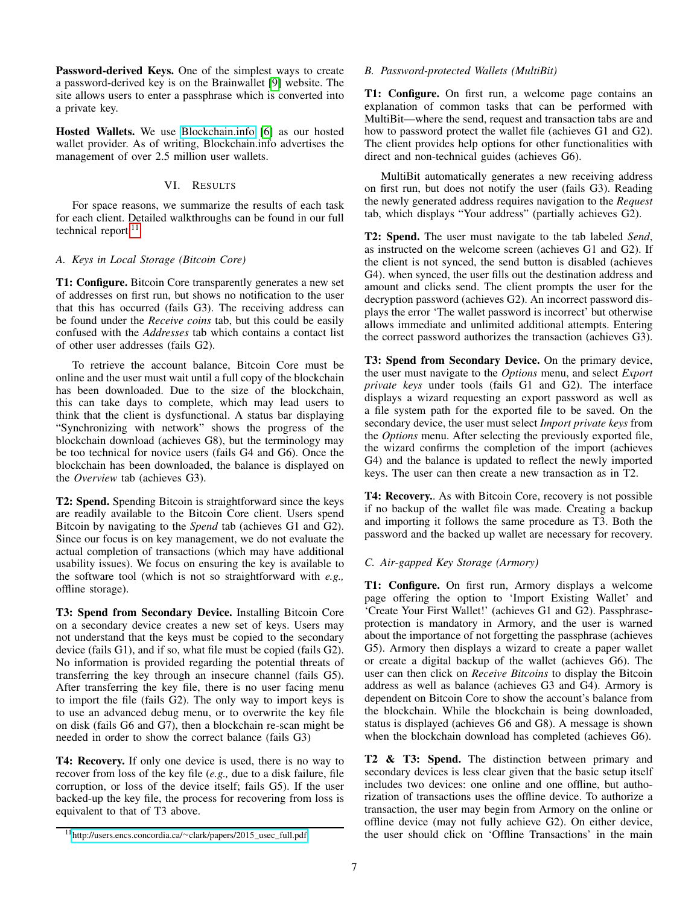**Password-derived Keys.** One of the simplest ways to create a password-derived key is on the Brainwallet [9] website. The site allows users to enter a passphrase which is converted into a private key.

**Hosted Wallets.** We use Blockchain.info [6] as our hosted wallet provider. As of writing, Blockchain.info advertises the management of over 2.5 million user wallets.

## VI. Results

For space reasons, we summarize the results of each task for each client. Detailed walkthroughs can be found in our full technical report.[11]

### A. Keys in Local Storage (Bitcoin Core)

**T1: Configure.** Bitcoin Core transparently generates a new set of addresses on first run, but shows no notification to the user that this has occurred (fails G3). The receiving address can be found under the *Receive coins* tab, but this could be easily confused with the *Addresses* tab which contains a contact list of other user addresses (fails G2).

To retrieve the account balance, Bitcoin Core must be online and the user must wait until a full copy of the blockchain has been downloaded. Due to the size of the blockchain, this can take days to complete, which may lead users to think that the client is dysfunctional. A status bar displaying "Synchronizing with network" shows the progress of the blockchain download (achieves G8), but the terminology may be too technical for novice users (fails G4 and G6). Once the blockchain has been downloaded, the balance is displayed on the *Overview* tab (achieves G3).

**T2: Spend.** Spending Bitcoin is straightforward since the keys are readily available to the Bitcoin Core client. Users spend Bitcoin by navigating to the *Spend* tab (achieves G1 and G2). Since our focus is on key management, we do not evaluate the actual completion of transactions (which may have additional usability issues). We focus on ensuring the key is available to the software tool (which is not so straightforward with *e.g.,* offline storage).

**T3: Spend from Secondary Device.** Installing Bitcoin Core on a secondary device creates a new set of keys. Users may not understand that the keys must be copied to the secondary device (fails G1), and if so, what file must be copied (fails G2). No information is provided regarding the potential threats of transferring the key through an insecure channel (fails G5). After transferring the key file, there is no user facing menu to import the file (fails G2). The only way to import keys is to use an advanced debug menu, or to overwrite the key file on disk (fails G6 and G7), then a blockchain re-scan might be needed in order to show the correct balance (fails G3)

**T4: Recovery.** If only one device is used, there is no way to recover from loss of the key file (*e.g.,* due to a disk failure, file corruption, or loss of the device itself; fails G5). If the user backed-up the key file, the process for recovering from loss is equivalent to that of T3 above.

[11] http://users.encs.concordia.ca/~clark/papers/2015_usec_full.pdf

### B. Password-protected Wallets (MultiBit)

**T1: Configure.** On first run, a welcome page contains an explanation of common tasks that can be performed with MultiBit—where the send, request and transaction tabs are and how to password protect the wallet file (achieves G1 and G2). The client provides help options for other functionalities with direct and non-technical guides (achieves G6).

MultiBit automatically generates a new receiving address on first run, but does not notify the user (fails G3). Reading the newly generated address requires navigation to the *Request* tab, which displays "Your address" (partially achieves G2).

**T2: Spend.** The user must navigate to the tab labeled *Send*, as instructed on the welcome screen (achieves G1 and G2). If the client is not synced, the send button is disabled (achieves G4). when synced, the user fills out the destination address and amount and clicks send. The client prompts the user for the decryption password (achieves G2). An incorrect password displays the error 'The wallet password is incorrect' but otherwise allows immediate and unlimited additional attempts. Entering the correct password authorizes the transaction (achieves G3).

**T3: Spend from Secondary Device.** On the primary device, the user must navigate to the *Options* menu, and select *Export private keys* under tools (fails G1 and G2). The interface displays a wizard requesting an export password as well as a file system path for the exported file to be saved. On the secondary device, the user must select *Import private keys* from the *Options* menu. After selecting the previously exported file, the wizard confirms the completion of the import (achieves G4) and the balance is updated to reflect the newly imported keys. The user can then create a new transaction as in T2.

**T4: Recovery.**. As with Bitcoin Core, recovery is not possible if no backup of the wallet file was made. Creating a backup and importing it follows the same procedure as T3. Both the password and the backed up wallet are necessary for recovery.

### C. Air-gapped Key Storage (Armory)

**T1: Configure.** On first run, Armory displays a welcome page offering the option to 'Import Existing Wallet' and 'Create Your First Wallet!' (achieves G1 and G2). Passphrase-protection is mandatory in Armory, and the user is warned about the importance of not forgetting the passphrase (achieves G5). Armory then displays a wizard to create a paper wallet or create a digital backup of the wallet (achieves G6). The user can then click on *Receive Bitcoins* to display the Bitcoin address as well as balance (achieves G3 and G4). Armory is dependent on Bitcoin Core to show the account's balance from the blockchain. While the blockchain is being downloaded, status is displayed (achieves G6 and G8). A message is shown when the blockchain download has completed (achieves G6).

**T2 & T3: Spend.** The distinction between primary and secondary devices is less clear given that the basic setup itself includes two devices: one online and one offline, but authorization of transactions uses the offline device. To authorize a transaction, the user may begin from Armory on the online or offline device (may not fully achieve G2). On either device, the user should click on 'Offline Transactions' in the main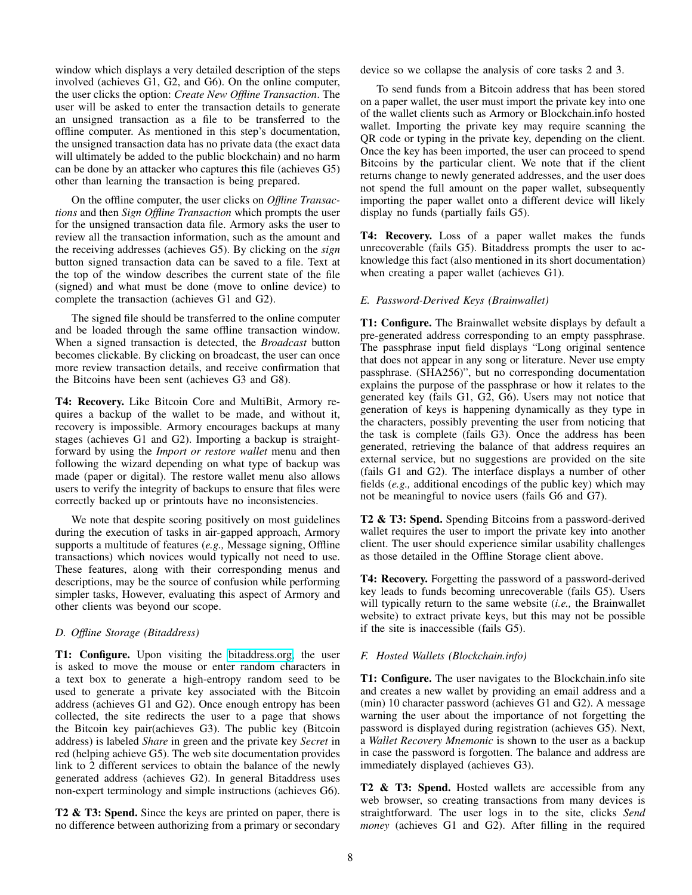window which displays a very detailed description of the steps involved (achieves G1, G2, and G6). On the online computer, the user clicks the option: *Create New Offline Transaction*. The user will be asked to enter the transaction details to generate an unsigned transaction as a file to be transferred to the offline computer. As mentioned in this step's documentation, the unsigned transaction data has no private data (the exact data will ultimately be added to the public blockchain) and no harm can be done by an attacker who captures this file (achieves G5) other than learning the transaction is being prepared.

On the offline computer, the user clicks on *Offline Transactions* and then *Sign Offline Transaction* which prompts the user for the unsigned transaction data file. Armory asks the user to review all the transaction information, such as the amount and the receiving addresses (achieves G5). By clicking on the *sign* button signed transaction data can be saved to a file. Text at the top of the window describes the current state of the file (signed) and what must be done (move to online device) to complete the transaction (achieves G1 and G2).

The signed file should be transferred to the online computer and be loaded through the same offline transaction window. When a signed transaction is detected, the *Broadcast* button becomes clickable. By clicking on broadcast, the user can once more review transaction details, and receive confirmation that the Bitcoins have been sent (achieves G3 and G8).

**T4: Recovery.** Like Bitcoin Core and MultiBit, Armory requires a backup of the wallet to be made, and without it, recovery is impossible. Armory encourages backups at many stages (achieves G1 and G2). Importing a backup is straightforward by using the *Import or restore wallet* menu and then following the wizard depending on what type of backup was made (paper or digital). The restore wallet menu also allows users to verify the integrity of backups to ensure that files were correctly backed up or printouts have no inconsistencies.

We note that despite scoring positively on most guidelines during the execution of tasks in air-gapped approach, Armory supports a multitude of features (*e.g.,* Message signing, Offline transactions) which novices would typically not need to use. These features, along with their corresponding menus and descriptions, may be the source of confusion while performing simpler tasks, However, evaluating this aspect of Armory and other clients was beyond our scope.

### D. Offline Storage (Bitaddress)

**T1: Configure.** Upon visiting the bitaddress.org, the user is asked to move the mouse or enter random characters in a text box to generate a high-entropy random seed to be used to generate a private key associated with the Bitcoin address (achieves G1 and G2). Once enough entropy has been collected, the site redirects the user to a page that shows the Bitcoin key pair(achieves G3). The public key (Bitcoin address) is labeled *Share* in green and the private key *Secret* in red (helping achieve G5). The web site documentation provides link to 2 different services to obtain the balance of the newly generated address (achieves G2). In general Bitaddress uses non-expert terminology and simple instructions (achieves G6).

**T2 & T3: Spend.** Since the keys are printed on paper, there is no difference between authorizing from a primary or secondary device so we collapse the analysis of core tasks 2 and 3.

To send funds from a Bitcoin address that has been stored on a paper wallet, the user must import the private key into one of the wallet clients such as Armory or Blockchain.info hosted wallet. Importing the private key may require scanning the QR code or typing in the private key, depending on the client. Once the key has been imported, the user can proceed to spend Bitcoins by the particular client. We note that if the client returns change to newly generated addresses, and the user does not spend the full amount on the paper wallet, subsequently importing the paper wallet onto a different device will likely display no funds (partially fails G5).

**T4: Recovery.** Loss of a paper wallet makes the funds unrecoverable (fails G5). Bitaddress prompts the user to acknowledge this fact (also mentioned in its short documentation) when creating a paper wallet (achieves G1).

### E. Password-Derived Keys (Brainwallet)

**T1: Configure.** The Brainwallet website displays by default a pre-generated address corresponding to an empty passphrase. The passphrase input field displays "Long original sentence that does not appear in any song or literature. Never use empty passphrase. (SHA256)", but no corresponding documentation explains the purpose of the passphrase or how it relates to the generated key (fails G1, G2, G6). Users may not notice that generation of keys is happening dynamically as they type in the characters, possibly preventing the user from noticing that the task is complete (fails G3). Once the address has been generated, retrieving the balance of that address requires an external service, but no suggestions are provided on the site (fails G1 and G2). The interface displays a number of other fields (*e.g.,* additional encodings of the public key) which may not be meaningful to novice users (fails G6 and G7).

**T2 & T3: Spend.** Spending Bitcoins from a password-derived wallet requires the user to import the private key into another client. The user should experience similar usability challenges as those detailed in the Offline Storage client above.

**T4: Recovery.** Forgetting the password of a password-derived key leads to funds becoming unrecoverable (fails G5). Users will typically return to the same website (*i.e.,* the Brainwallet website) to extract private keys, but this may not be possible if the site is inaccessible (fails G5).

### F. Hosted Wallets (Blockchain.info)

**T1: Configure.** The user navigates to the Blockchain.info site and creates a new wallet by providing an email address and a (min) 10 character password (achieves G1 and G2). A message warning the user about the importance of not forgetting the password is displayed during registration (achieves G5). Next, a *Wallet Recovery Mnemonic* is shown to the user as a backup in case the password is forgotten. The balance and address are immediately displayed (achieves G3).

**T2 & T3: Spend.** Hosted wallets are accessible from any web browser, so creating transactions from many devices is straightforward. The user logs in to the site, clicks *Send money* (achieves G1 and G2). After filling in the required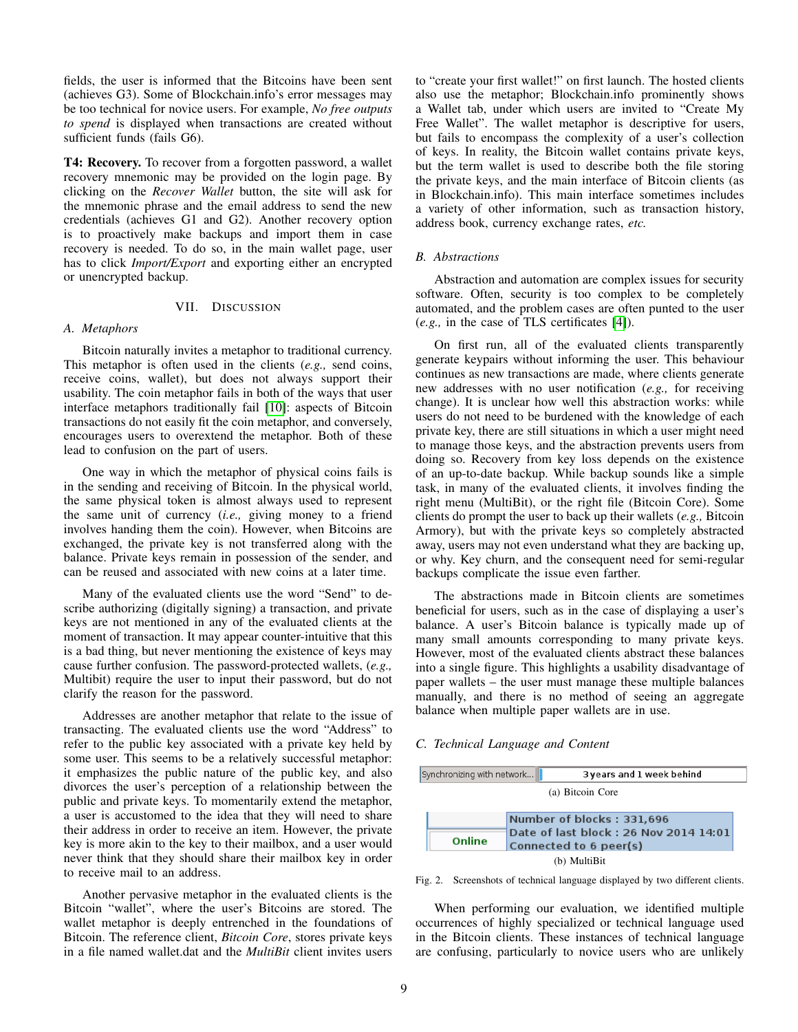fields, the user is informed that the Bitcoins have been sent (achieves G3). Some of Blockchain.info's error messages may be too technical for novice users. For example, *No free outputs to spend* is displayed when transactions are created without sufficient funds (fails G6).

**T4: Recovery.** To recover from a forgotten password, a wallet recovery mnemonic may be provided on the login page. By clicking on the *Recover Wallet* button, the site will ask for the mnemonic phrase and the email address to send the new credentials (achieves G1 and G2). Another recovery option is to proactively make backups and import them in case recovery is needed. To do so, in the main wallet page, user has to click *Import/Export* and exporting either an encrypted or unencrypted backup.

## VII. Discussion

### A. Metaphors

Bitcoin naturally invites a metaphor to traditional currency. This metaphor is often used in the clients (*e.g.,* send coins, receive coins, wallet), but does not always support their usability. The coin metaphor fails in both of the ways that user interface metaphors traditionally fail [10]: aspects of Bitcoin transactions do not easily fit the coin metaphor, and conversely, encourages users to overextend the metaphor. Both of these lead to confusion on the part of users.

One way in which the metaphor of physical coins fails is in the sending and receiving of Bitcoin. In the physical world, the same physical token is almost always used to represent the same unit of currency (*i.e.,* giving money to a friend involves handing them the coin). However, when Bitcoins are exchanged, the private key is not transferred along with the balance. Private keys remain in possession of the sender, and can be reused and associated with new coins at a later time.

Many of the evaluated clients use the word "Send" to describe authorizing (digitally signing) a transaction, and private keys are not mentioned in any of the evaluated clients at the moment of transaction. It may appear counter-intuitive that this is a bad thing, but never mentioning the existence of keys may cause further confusion. The password-protected wallets, (*e.g.,* Multibit) require the user to input their password, but do not clarify the reason for the password.

Addresses are another metaphor that relate to the issue of transacting. The evaluated clients use the word "Address" to refer to the public key associated with a private key held by some user. This seems to be a relatively successful metaphor: it emphasizes the public nature of the public key, and also divorces the user's perception of a relationship between the public and private keys. To momentarily extend the metaphor, a user is accustomed to the idea that they will need to share their address in order to receive an item. However, the private key is more akin to the key to their mailbox, and a user would never think that they should share their mailbox key in order to receive mail to an address.

Another pervasive metaphor in the evaluated clients is the Bitcoin "wallet", where the user's Bitcoins are stored. The wallet metaphor is deeply entrenched in the foundations of Bitcoin. The reference client, *Bitcoin Core*, stores private keys in a file named wallet.dat and the *MultiBit* client invites users to "create your first wallet!" on first launch. The hosted clients also use the metaphor; Blockchain.info prominently shows a Wallet tab, under which users are invited to "Create My Free Wallet". The wallet metaphor is descriptive for users, but fails to encompass the complexity of a user's collection of keys. In reality, the Bitcoin wallet contains private keys, but the term wallet is used to describe both the file storing the private keys, and the main interface of Bitcoin clients (as in Blockchain.info). This main interface sometimes includes a variety of other information, such as transaction history, address book, currency exchange rates, *etc.*

### B. Abstractions

Abstraction and automation are complex issues for security software. Often, security is too complex to be completely automated, and the problem cases are often punted to the user (*e.g.,* in the case of TLS certificates [4]).

On first run, all of the evaluated clients transparently generate keypairs without informing the user. This behaviour continues as new transactions are made, where clients generate new addresses with no user notification (*e.g.,* for receiving change). It is unclear how well this abstraction works: while users do not need to be burdened with the knowledge of each private key, there are still situations in which a user might need to manage those keys, and the abstraction prevents users from doing so. Recovery from key loss depends on the existence of an up-to-date backup. While backup sounds like a simple task, in many of the evaluated clients, it involves finding the right menu (MultiBit), or the right file (Bitcoin Core). Some clients do prompt the user to back up their wallets (*e.g.,* Bitcoin Armory), but with the private keys so completely abstracted away, users may not even understand what they are backing up, or why. Key churn, and the consequent need for semi-regular backups complicate the issue even farther.

The abstractions made in Bitcoin clients are sometimes beneficial for users, such as in the case of displaying a user's balance. A user's Bitcoin balance is typically made up of many small amounts corresponding to many private keys. However, most of the evaluated clients abstract these balances into a single figure. This highlights a usability disadvantage of paper wallets – the user must manage these multiple balances manually, and there is no method of seeing an aggregate balance when multiple paper wallets are in use.

### C. Technical Language and Content

Synchronizing with network... | 3 years and 1 week behind

(a) Bitcoin Core

Online | Number of blocks : 331,696
Date of last block : 26 Nov 2014 14:01
Connected to 6 peer(s)

(b) MultiBit

Fig. 2. Screenshots of technical language displayed by two different clients.

When performing our evaluation, we identified multiple occurrences of highly specialized or technical language used in the Bitcoin clients. These instances of technical language are confusing, particularly to novice users who are unlikely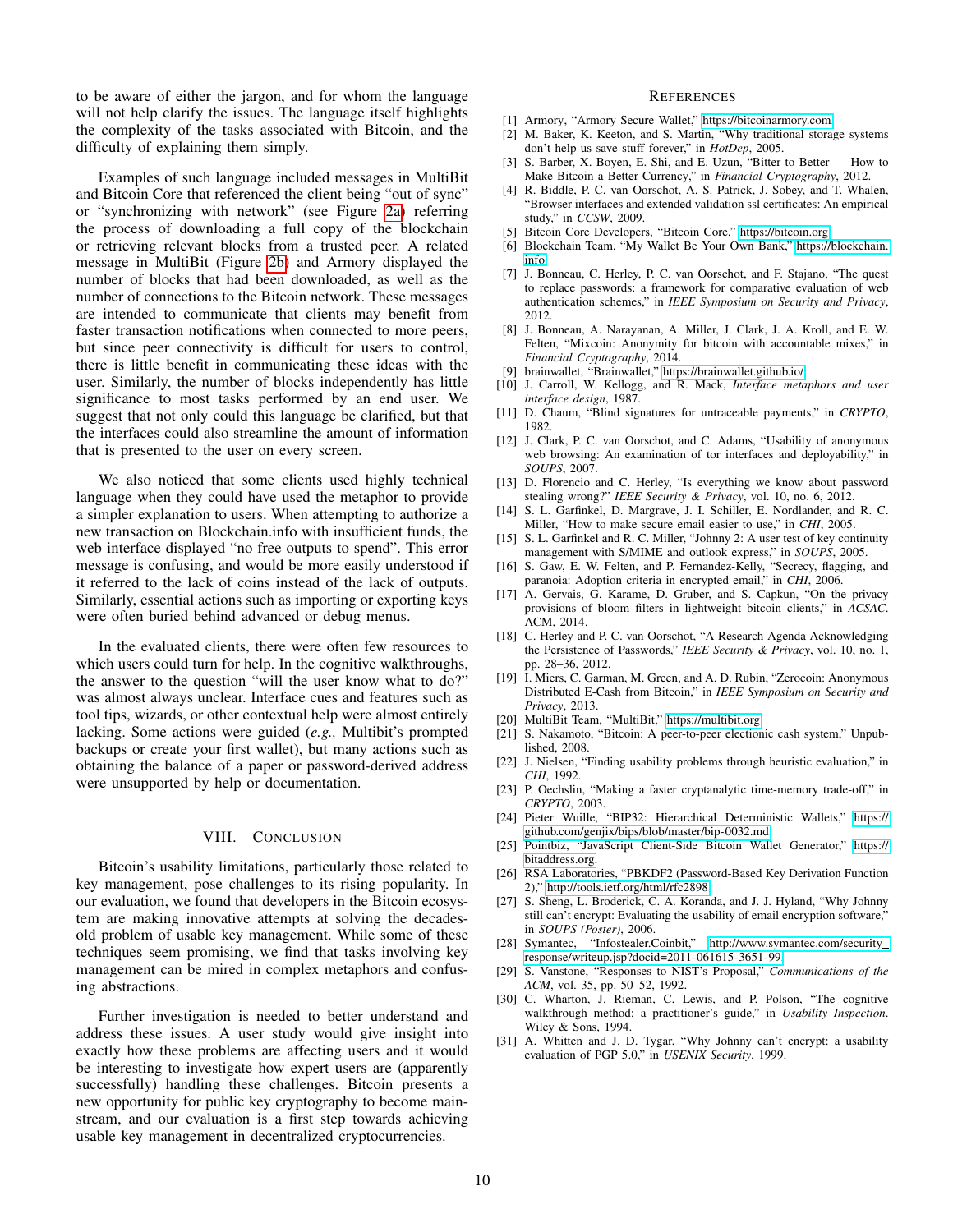to be aware of either the jargon, and for whom the language will not help clarify the issues. The language itself highlights the complexity of the tasks associated with Bitcoin, and the difficulty of explaining them simply.

Examples of such language included messages in MultiBit and Bitcoin Core that referenced the client being "out of sync" or "synchronizing with network" (see Figure 2a) referring the process of downloading a full copy of the blockchain or retrieving relevant blocks from a trusted peer. A related message in MultiBit (Figure 2b) and Armory displayed the number of blocks that had been downloaded, as well as the number of connections to the Bitcoin network. These messages are intended to communicate that clients may benefit from faster transaction notifications when connected to more peers, but since peer connectivity is difficult for users to control, there is little benefit in communicating these ideas with the user. Similarly, the number of blocks independently has little significance to most tasks performed by an end user. We suggest that not only could this language be clarified, but that the interfaces could also streamline the amount of information that is presented to the user on every screen.

We also noticed that some clients used highly technical language when they could have used the metaphor to provide a simpler explanation to users. When attempting to authorize a new transaction on Blockchain.info with insufficient funds, the web interface displayed "no free outputs to spend". This error message is confusing, and would be more easily understood if it referred to the lack of coins instead of the lack of outputs. Similarly, essential actions such as importing or exporting keys were often buried behind advanced or debug menus.

In the evaluated clients, there were often few resources to which users could turn for help. In the cognitive walkthroughs, the answer to the question "will the user know what to do?" was almost always unclear. Interface cues and features such as tool tips, wizards, or other contextual help were almost entirely lacking. Some actions were guided (*e.g.,* Multibit's prompted backups or create your first wallet), but many actions such as obtaining the balance of a paper or password-derived address were unsupported by help or documentation.

## VIII. Conclusion

Bitcoin's usability limitations, particularly those related to key management, pose challenges to its rising popularity. In our evaluation, we found that developers in the Bitcoin ecosystem are making innovative attempts at solving the decades-old problem of usable key management. While some of these techniques seem promising, we find that tasks involving key management can be mired in complex metaphors and confusing abstractions.

Further investigation is needed to better understand and address these issues. A user study would give insight into exactly how these problems are affecting users and it would be interesting to investigate how expert users are (apparently successfully) handling these challenges. Bitcoin presents a new opportunity for public key cryptography to become mainstream, and our evaluation is a first step towards achieving usable key management in decentralized cryptocurrencies.

## References

[1] Armory, "Armory Secure Wallet," https://bitcoinarmory.com.

[2] M. Baker, K. Keeton, and S. Martin, "Why traditional storage systems don't help us save stuff forever," in *HotDep*, 2005.

[3] S. Barber, X. Boyen, E. Shi, and E. Uzun, "Bitter to Better — How to Make Bitcoin a Better Currency," in *Financial Cryptography*, 2012.

[4] R. Biddle, P. C. van Oorschot, A. S. Patrick, J. Sobey, and T. Whalen, "Browser interfaces and extended validation ssl certificates: An empirical study," in *CCSW*, 2009.

[5] Bitcoin Core Developers, "Bitcoin Core," https://bitcoin.org.

[6] Blockchain Team, "My Wallet Be Your Own Bank," https://blockchain.info.

[7] J. Bonneau, C. Herley, P. C. van Oorschot, and F. Stajano, "The quest to replace passwords: a framework for comparative evaluation of web authentication schemes," in *IEEE Symposium on Security and Privacy*, 2012.

[8] J. Bonneau, A. Narayanan, A. Miller, J. Clark, J. A. Kroll, and E. W. Felten, "Mixcoin: Anonymity for bitcoin with accountable mixes," in *Financial Cryptography*, 2014.

[9] brainwallet, "Brainwallet," https://brainwallet.github.io/.

[10] J. Carroll, W. Kellogg, and R. Mack, *Interface metaphors and user interface design*, 1987.

[11] D. Chaum, "Blind signatures for untraceable payments," in *CRYPTO*, 1982.

[12] J. Clark, P. C. van Oorschot, and C. Adams, "Usability of anonymous web browsing: An examination of tor interfaces and deployability," in *SOUPS*, 2007.

[13] D. Florencio and C. Herley, "Is everything we know about password stealing wrong?" *IEEE Security & Privacy*, vol. 10, no. 6, 2012.

[14] S. L. Garfinkel, D. Margrave, J. I. Schiller, E. Nordlander, and R. C. Miller, "How to make secure email easier to use," in *CHI*, 2005.

[15] S. L. Garfinkel and R. C. Miller, "Johnny 2: A user test of key continuity management with S/MIME and outlook express," in *SOUPS*, 2005.

[16] S. Gaw, E. W. Felten, and P. Fernandez-Kelly, "Secrecy, flagging, and paranoia: Adoption criteria in encrypted email," in *CHI*, 2006.

[17] A. Gervais, G. Karame, D. Gruber, and S. Capkun, "On the privacy provisions of bloom filters in lightweight bitcoin clients," in *ACSAC*. ACM, 2014.

[18] C. Herley and P. C. van Oorschot, "A Research Agenda Acknowledging the Persistence of Passwords," *IEEE Security & Privacy*, vol. 10, no. 1, pp. 28–36, 2012.

[19] I. Miers, C. Garman, M. Green, and A. D. Rubin, "Zerocoin: Anonymous Distributed E-Cash from Bitcoin," in *IEEE Symposium on Security and Privacy*, 2013.

[20] MultiBit Team, "MultiBit," https://multibit.org.

[21] S. Nakamoto, "Bitcoin: A peer-to-peer electronic cash system," Unpublished, 2008.

[22] J. Nielsen, "Finding usability problems through heuristic evaluation," in *CHI*, 1992.

[23] P. Oechslin, "Making a faster cryptanalytic time-memory trade-off," in *CRYPTO*, 2003.

[24] Pieter Wuille, "BIP32: Hierarchical Deterministic Wallets," https://github.com/genjix/bips/blob/master/bip-0032.md.

[25] Pointbiz, "JavaScript Client-Side Bitcoin Wallet Generator," https://bitaddress.org.

[26] RSA Laboratories, "PBKDF2 (Password-Based Key Derivation Function 2)," http://tools.ietf.org/html/rfc2898.

[27] S. Sheng, L. Broderick, C. A. Koranda, and J. J. Hyland, "Why Johnny still can't encrypt: Evaluating the usability of email encryption software," in *SOUPS (Poster)*, 2006.

[28] Symantec, "Infostealer.Coinbit," http://www.symantec.com/security_response/writeup.jsp?docid=2011-061615-3651-99.

[29] S. Vanstone, "Responses to NIST's Proposal," *Communications of the ACM*, vol. 35, pp. 50–52, 1992.

[30] C. Wharton, J. Rieman, C. Lewis, and P. Polson, "The cognitive walkthrough method: a practitioner's guide," in *Usability Inspection*. Wiley & Sons, 1994.

[31] A. Whitten and J. D. Tygar, "Why Johnny can't encrypt: a usability evaluation of PGP 5.0," in *USENIX Security*, 1999.